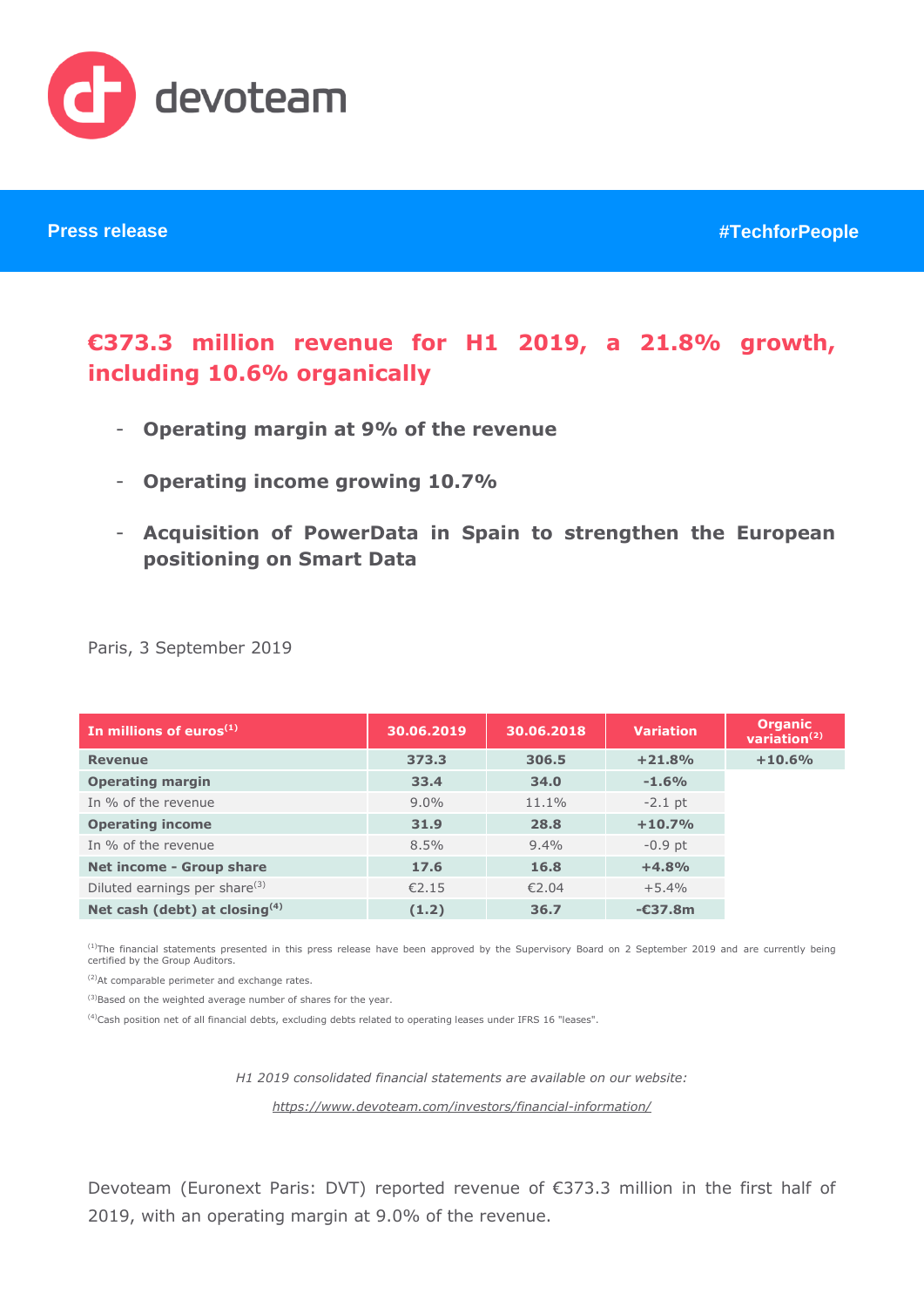devoteam

**Press release** #TechforPeople

# €373.3 million revenue for H1 2019, a 21.8% growth, including 10.6% organically

- **Operating margin at 9% of the revenue**
- **Operating income growing 10.7%**
- **Acquisition of PowerData in Spain to strengthen the European positioning on Smart Data**

Paris, 3 September 2019

| In millions of euros[1] | 30.06.2019 | 30.06.2018 | Variation | Organic variation[2] |
|---|---|---|---|---|
| **Revenue** | **373.3** | **306.5** | **+21.8%** | **+10.6%** |
| **Operating margin** | **33.4** | **34.0** | **-1.6%** | |
| In % of the revenue | 9.0% | 11.1% | -2.1 pt | |
| **Operating income** | **31.9** | **28.8** | **+10.7%** | |
| In % of the revenue | 8.5% | 9.4% | -0.9 pt | |
| **Net income - Group share** | **17.6** | **16.8** | **+4.8%** | |
| Diluted earnings per share[3] | €2.15 | €2.04 | +5.4% | |
| **Net cash (debt) at closing[4]** | **(1.2)** | **36.7** | **-€37.8m** | |

[1]The financial statements presented in this press release have been approved by the Supervisory Board on 2 September 2019 and are currently being certified by the Group Auditors.

[2]At comparable perimeter and exchange rates.

[3]Based on the weighted average number of shares for the year.

[4]Cash position net of all financial debts, excluding debts related to operating leases under IFRS 16 "leases".

*H1 2019 consolidated financial statements are available on our website:*

*https://www.devoteam.com/investors/financial-information/*

Devoteam (Euronext Paris: DVT) reported revenue of €373.3 million in the first half of 2019, with an operating margin at 9.0% of the revenue.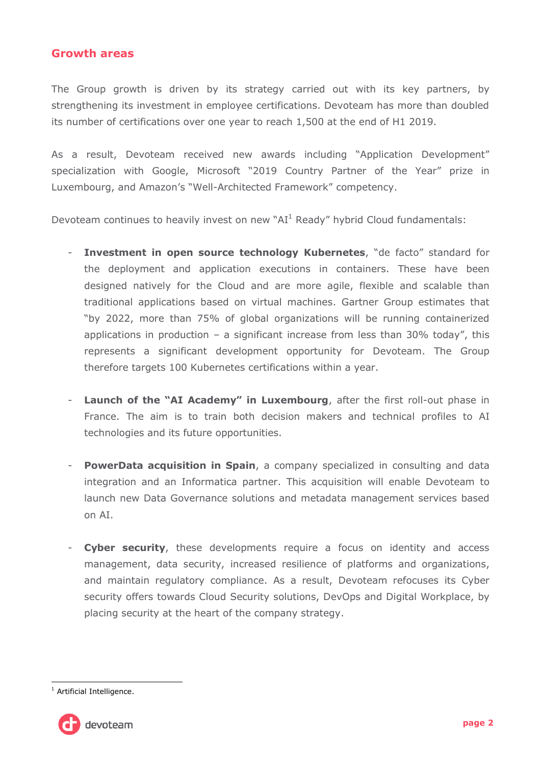## Growth areas

The Group growth is driven by its strategy carried out with its key partners, by strengthening its investment in employee certifications. Devoteam has more than doubled its number of certifications over one year to reach 1,500 at the end of H1 2019.

As a result, Devoteam received new awards including "Application Development" specialization with Google, Microsoft "2019 Country Partner of the Year" prize in Luxembourg, and Amazon's "Well-Architected Framework" competency.

Devoteam continues to heavily invest on new "AI[1] Ready" hybrid Cloud fundamentals:

- **Investment in open source technology Kubernetes**, "de facto" standard for the deployment and application executions in containers. These have been designed natively for the Cloud and are more agile, flexible and scalable than traditional applications based on virtual machines. Gartner Group estimates that "by 2022, more than 75% of global organizations will be running containerized applications in production – a significant increase from less than 30% today", this represents a significant development opportunity for Devoteam. The Group therefore targets 100 Kubernetes certifications within a year.

- **Launch of the "AI Academy" in Luxembourg**, after the first roll-out phase in France. The aim is to train both decision makers and technical profiles to AI technologies and its future opportunities.

- **PowerData acquisition in Spain**, a company specialized in consulting and data integration and an Informatica partner. This acquisition will enable Devoteam to launch new Data Governance solutions and metadata management services based on AI.

- **Cyber security**, these developments require a focus on identity and access management, data security, increased resilience of platforms and organizations, and maintain regulatory compliance. As a result, Devoteam refocuses its Cyber security offers towards Cloud Security solutions, DevOps and Digital Workplace, by placing security at the heart of the company strategy.

---

[1] Artificial Intelligence.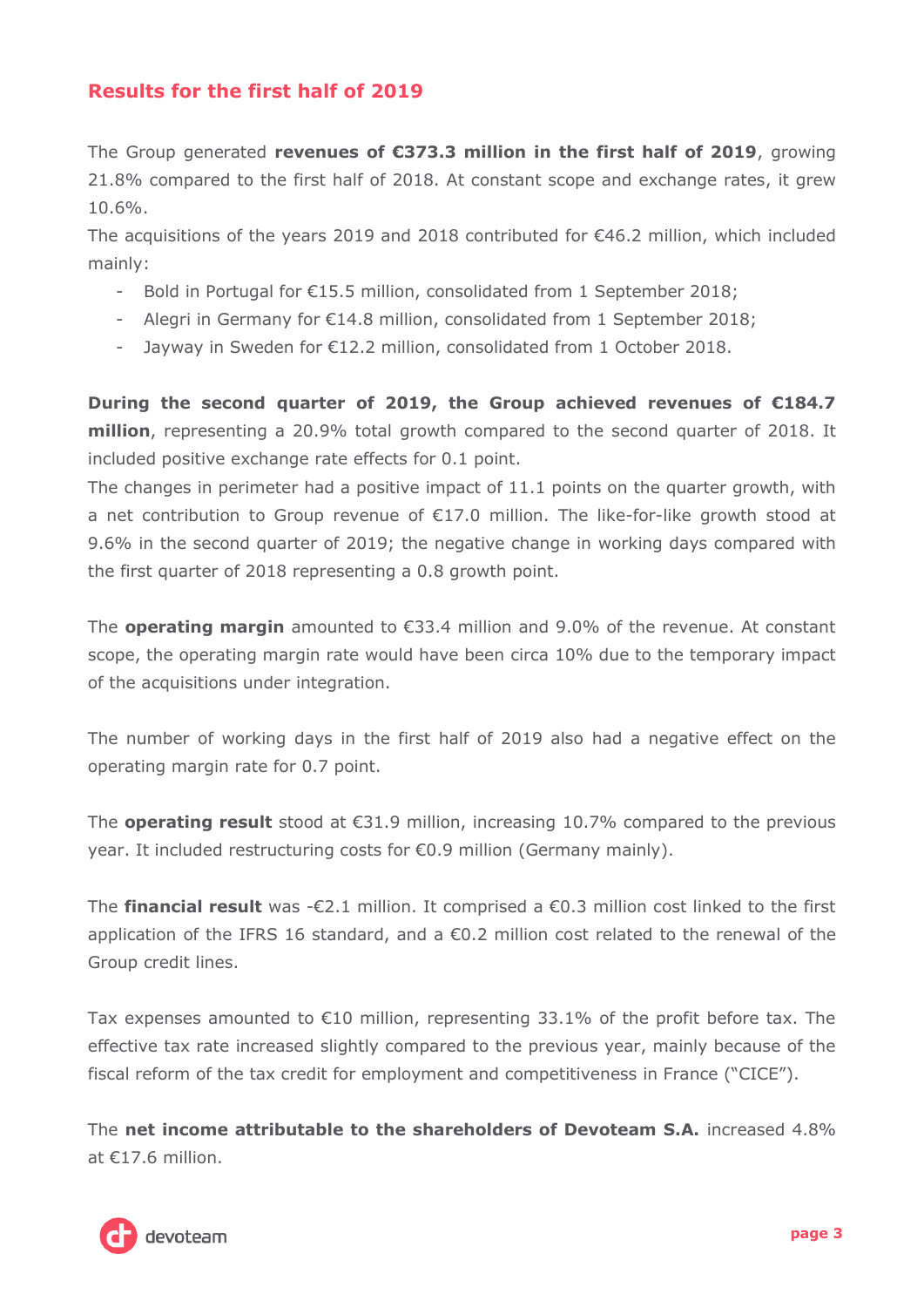## Results for the first half of 2019

The Group generated **revenues of €373.3 million in the first half of 2019**, growing 21.8% compared to the first half of 2018. At constant scope and exchange rates, it grew 10.6%.

The acquisitions of the years 2019 and 2018 contributed for €46.2 million, which included mainly:

- Bold in Portugal for €15.5 million, consolidated from 1 September 2018;
- Alegri in Germany for €14.8 million, consolidated from 1 September 2018;
- Jayway in Sweden for €12.2 million, consolidated from 1 October 2018.

**During the second quarter of 2019, the Group achieved revenues of €184.7 million**, representing a 20.9% total growth compared to the second quarter of 2018. It included positive exchange rate effects for 0.1 point.

The changes in perimeter had a positive impact of 11.1 points on the quarter growth, with a net contribution to Group revenue of €17.0 million. The like-for-like growth stood at 9.6% in the second quarter of 2019; the negative change in working days compared with the first quarter of 2018 representing a 0.8 growth point.

The **operating margin** amounted to €33.4 million and 9.0% of the revenue. At constant scope, the operating margin rate would have been circa 10% due to the temporary impact of the acquisitions under integration.

The number of working days in the first half of 2019 also had a negative effect on the operating margin rate for 0.7 point.

The **operating result** stood at €31.9 million, increasing 10.7% compared to the previous year. It included restructuring costs for €0.9 million (Germany mainly).

The **financial result** was -€2.1 million. It comprised a €0.3 million cost linked to the first application of the IFRS 16 standard, and a €0.2 million cost related to the renewal of the Group credit lines.

Tax expenses amounted to €10 million, representing 33.1% of the profit before tax. The effective tax rate increased slightly compared to the previous year, mainly because of the fiscal reform of the tax credit for employment and competitiveness in France ("CICE").

The **net income attributable to the shareholders of Devoteam S.A.** increased 4.8% at €17.6 million.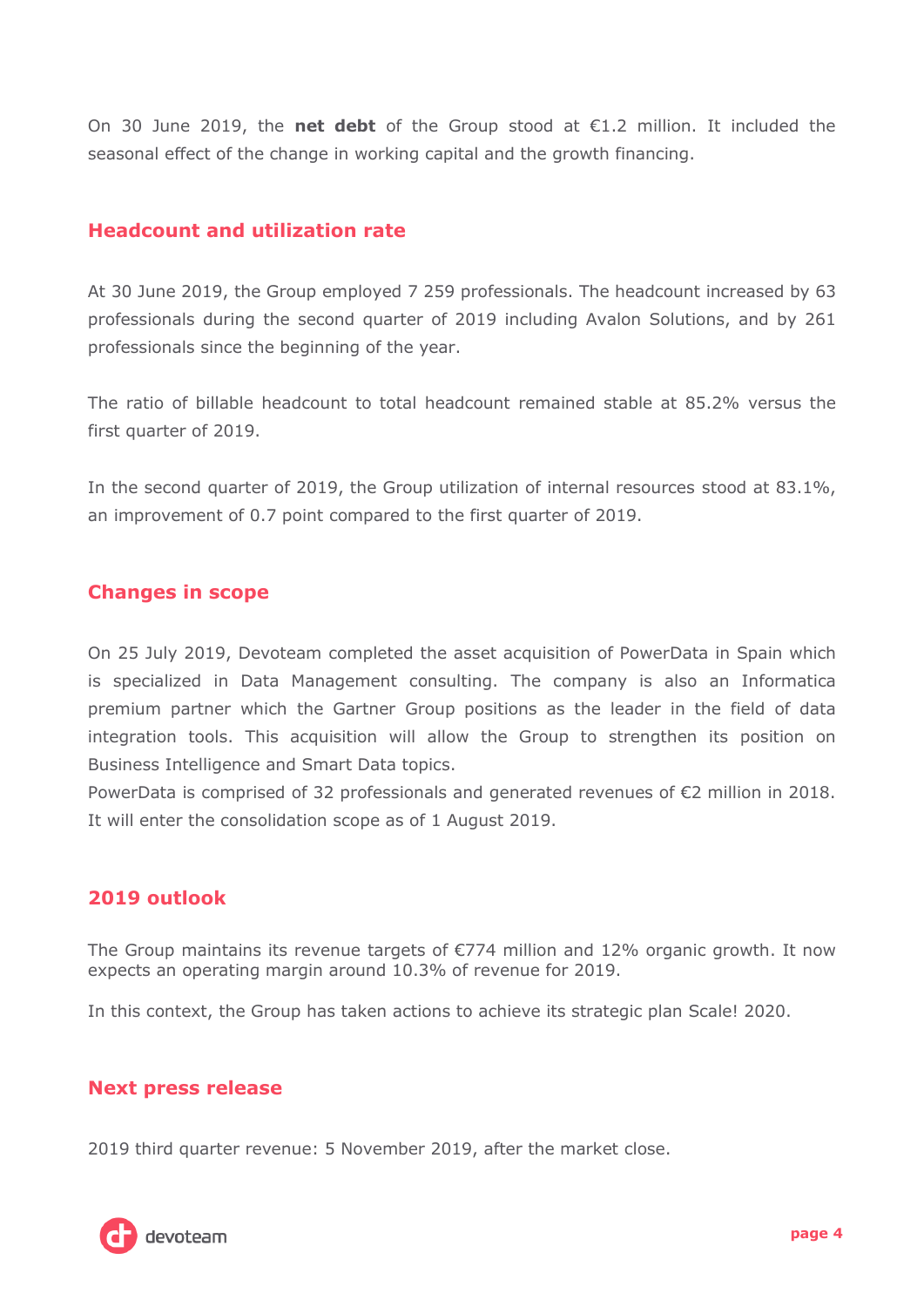On 30 June 2019, the **net debt** of the Group stood at €1.2 million. It included the seasonal effect of the change in working capital and the growth financing.

## Headcount and utilization rate

At 30 June 2019, the Group employed 7 259 professionals. The headcount increased by 63 professionals during the second quarter of 2019 including Avalon Solutions, and by 261 professionals since the beginning of the year.

The ratio of billable headcount to total headcount remained stable at 85.2% versus the first quarter of 2019.

In the second quarter of 2019, the Group utilization of internal resources stood at 83.1%, an improvement of 0.7 point compared to the first quarter of 2019.

## Changes in scope

On 25 July 2019, Devoteam completed the asset acquisition of PowerData in Spain which is specialized in Data Management consulting. The company is also an Informatica premium partner which the Gartner Group positions as the leader in the field of data integration tools. This acquisition will allow the Group to strengthen its position on Business Intelligence and Smart Data topics.
PowerData is comprised of 32 professionals and generated revenues of €2 million in 2018. It will enter the consolidation scope as of 1 August 2019.

## 2019 outlook

The Group maintains its revenue targets of €774 million and 12% organic growth. It now expects an operating margin around 10.3% of revenue for 2019.

In this context, the Group has taken actions to achieve its strategic plan Scale! 2020.

## Next press release

2019 third quarter revenue: 5 November 2019, after the market close.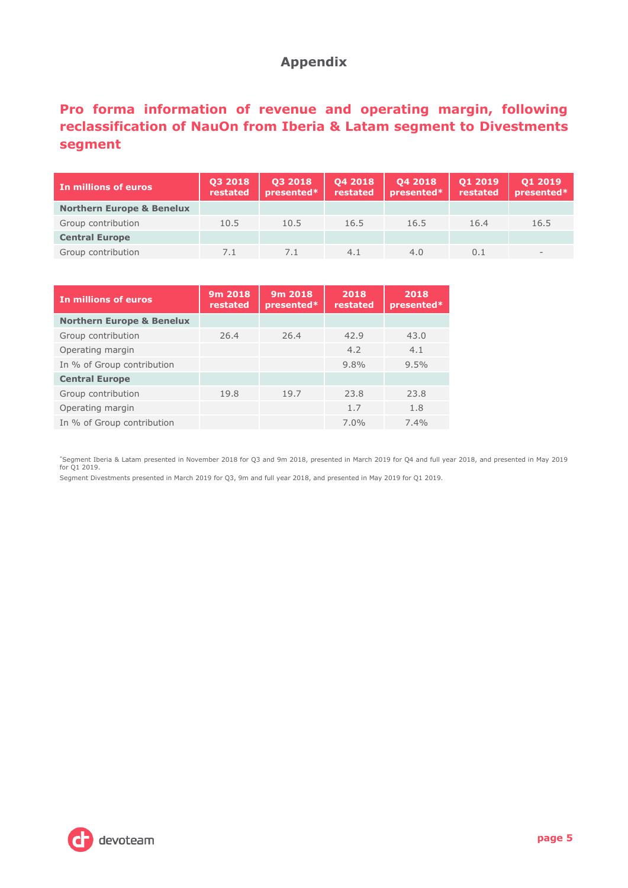# Appendix

## Pro forma information of revenue and operating margin, following reclassification of NauOn from Iberia & Latam segment to Divestments segment

| In millions of euros | Q3 2018 restated | Q3 2018 presented* | Q4 2018 restated | Q4 2018 presented* | Q1 2019 restated | Q1 2019 presented* |
|---|---|---|---|---|---|---|
| **Northern Europe & Benelux** | | | | | | |
| Group contribution | 10.5 | 10.5 | 16.5 | 16.5 | 16.4 | 16.5 |
| **Central Europe** | | | | | | |
| Group contribution | 7.1 | 7.1 | 4.1 | 4.0 | 0.1 | - |

| In millions of euros | 9m 2018 restated | 9m 2018 presented* | 2018 restated | 2018 presented* |
|---|---|---|---|---|
| **Northern Europe & Benelux** | | | | |
| Group contribution | 26.4 | 26.4 | 42.9 | 43.0 |
| Operating margin | | | 4.2 | 4.1 |
| In % of Group contribution | | | 9.8% | 9.5% |
| **Central Europe** | | | | |
| Group contribution | 19.8 | 19.7 | 23.8 | 23.8 |
| Operating margin | | | 1.7 | 1.8 |
| In % of Group contribution | | | 7.0% | 7.4% |

*Segment Iberia & Latam presented in November 2018 for Q3 and 9m 2018, presented in March 2019 for Q4 and full year 2018, and presented in May 2019 for Q1 2019.

Segment Divestments presented in March 2019 for Q3, 9m and full year 2018, and presented in May 2019 for Q1 2019.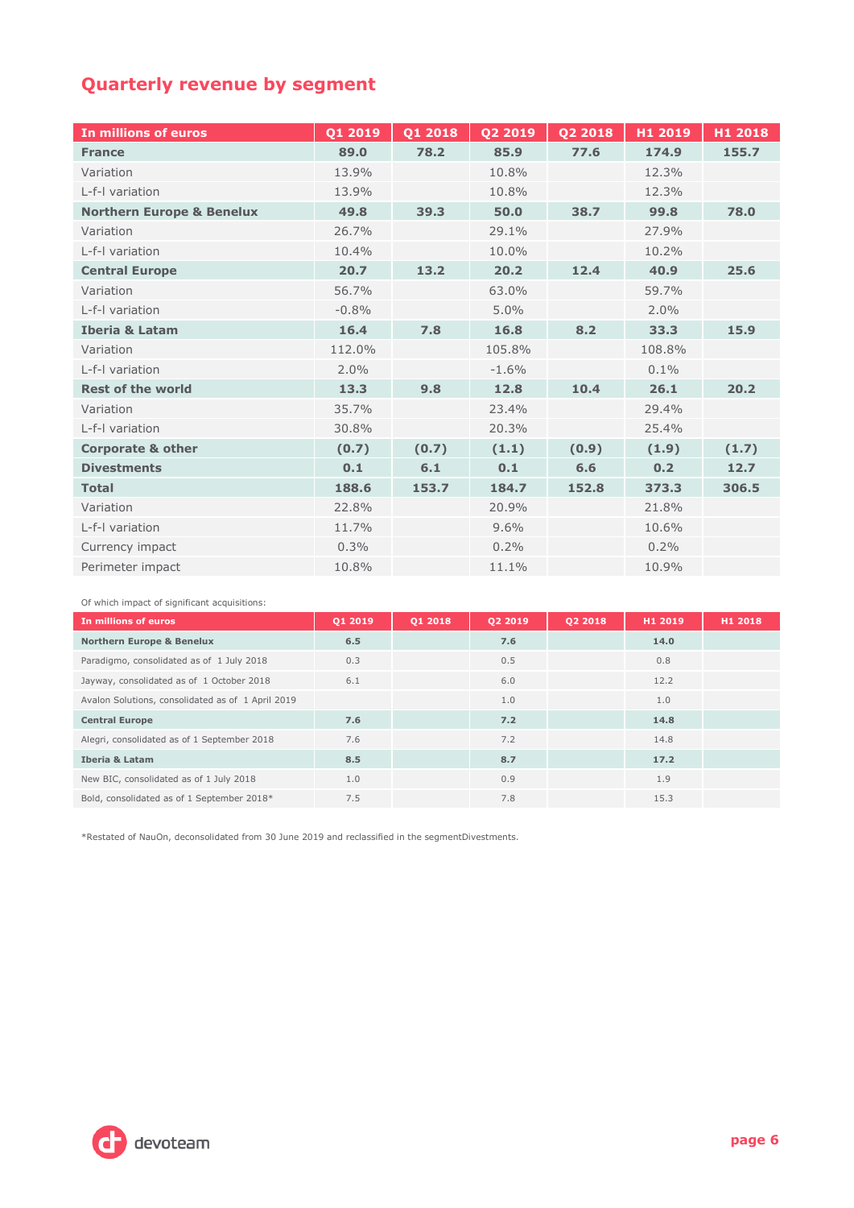## Quarterly revenue by segment

| In millions of euros | Q1 2019 | Q1 2018 | Q2 2019 | Q2 2018 | H1 2019 | H1 2018 |
|---|---|---|---|---|---|---|
| **France** | **89.0** | **78.2** | **85.9** | **77.6** | **174.9** | **155.7** |
| Variation | 13.9% | | 10.8% | | 12.3% | |
| L-f-l variation | 13.9% | | 10.8% | | 12.3% | |
| **Northern Europe & Benelux** | **49.8** | **39.3** | **50.0** | **38.7** | **99.8** | **78.0** |
| Variation | 26.7% | | 29.1% | | 27.9% | |
| L-f-l variation | 10.4% | | 10.0% | | 10.2% | |
| **Central Europe** | **20.7** | **13.2** | **20.2** | **12.4** | **40.9** | **25.6** |
| Variation | 56.7% | | 63.0% | | 59.7% | |
| L-f-l variation | -0.8% | | 5.0% | | 2.0% | |
| **Iberia & Latam** | **16.4** | **7.8** | **16.8** | **8.2** | **33.3** | **15.9** |
| Variation | 112.0% | | 105.8% | | 108.8% | |
| L-f-l variation | 2.0% | | -1.6% | | 0.1% | |
| **Rest of the world** | **13.3** | **9.8** | **12.8** | **10.4** | **26.1** | **20.2** |
| Variation | 35.7% | | 23.4% | | 29.4% | |
| L-f-l variation | 30.8% | | 20.3% | | 25.4% | |
| **Corporate & other** | **(0.7)** | **(0.7)** | **(1.1)** | **(0.9)** | **(1.9)** | **(1.7)** |
| **Divestments** | **0.1** | **6.1** | **0.1** | **6.6** | **0.2** | **12.7** |
| **Total** | **188.6** | **153.7** | **184.7** | **152.8** | **373.3** | **306.5** |
| Variation | 22.8% | | 20.9% | | 21.8% | |
| L-f-l variation | 11.7% | | 9.6% | | 10.6% | |
| Currency impact | 0.3% | | 0.2% | | 0.2% | |
| Perimeter impact | 10.8% | | 11.1% | | 10.9% | |

Of which impact of significant acquisitions:

| In millions of euros | Q1 2019 | Q1 2018 | Q2 2019 | Q2 2018 | H1 2019 | H1 2018 |
|---|---|---|---|---|---|---|
| **Northern Europe & Benelux** | **6.5** | | **7.6** | | **14.0** | |
| Paradigmo, consolidated as of 1 July 2018 | 0.3 | | 0.5 | | 0.8 | |
| Jayway, consolidated as of 1 October 2018 | 6.1 | | 6.0 | | 12.2 | |
| Avalon Solutions, consolidated as of 1 April 2019 | | | 1.0 | | 1.0 | |
| **Central Europe** | **7.6** | | **7.2** | | **14.8** | |
| Alegri, consolidated as of 1 September 2018 | 7.6 | | 7.2 | | 14.8 | |
| **Iberia & Latam** | **8.5** | | **8.7** | | **17.2** | |
| New BIC, consolidated as of 1 July 2018 | 1.0 | | 0.9 | | 1.9 | |
| Bold, consolidated as of 1 September 2018* | 7.5 | | 7.8 | | 15.3 | |

*Restated of NauOn, deconsolidated from 30 June 2019 and reclassified in the segmentDivestments.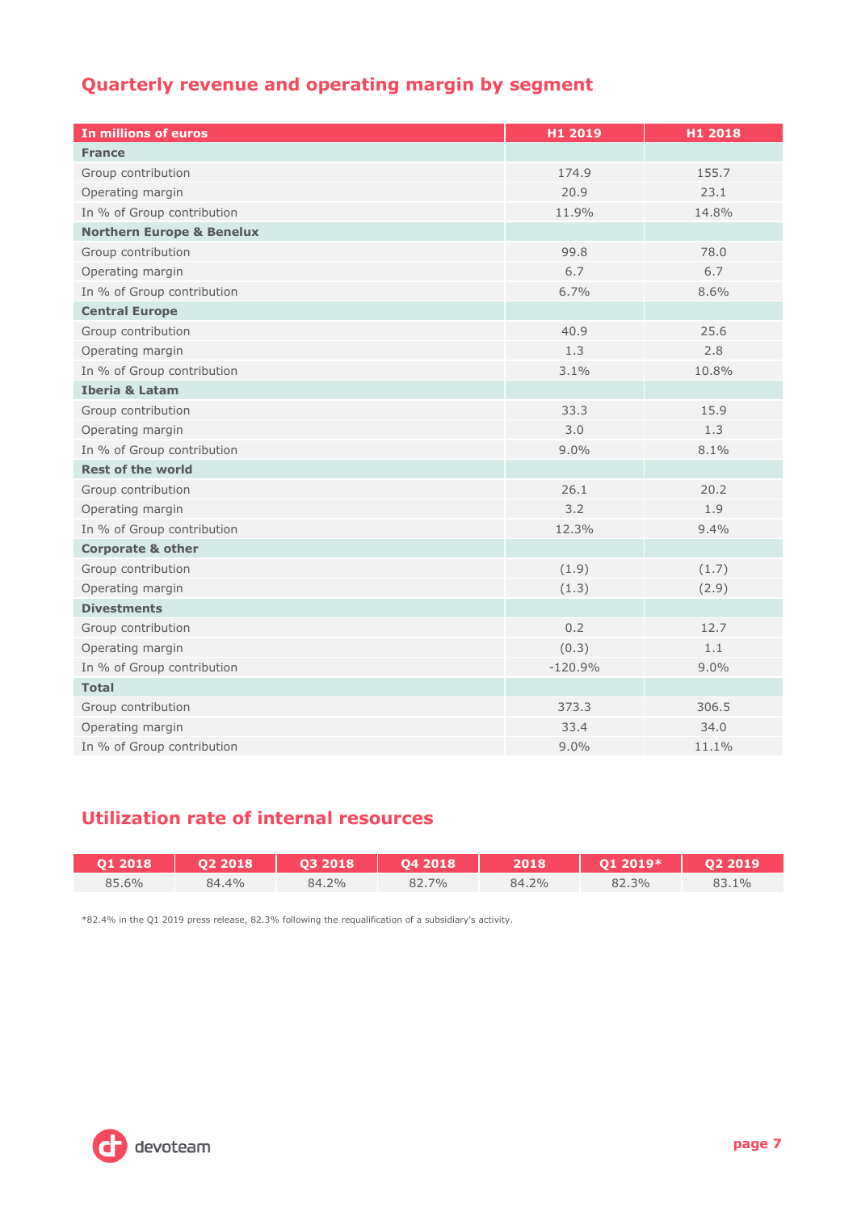## Quarterly revenue and operating margin by segment

| In millions of euros | H1 2019 | H1 2018 |
|---|---|---|
| **France** | | |
| Group contribution | 174.9 | 155.7 |
| Operating margin | 20.9 | 23.1 |
| In % of Group contribution | 11.9% | 14.8% |
| **Northern Europe & Benelux** | | |
| Group contribution | 99.8 | 78.0 |
| Operating margin | 6.7 | 6.7 |
| In % of Group contribution | 6.7% | 8.6% |
| **Central Europe** | | |
| Group contribution | 40.9 | 25.6 |
| Operating margin | 1.3 | 2.8 |
| In % of Group contribution | 3.1% | 10.8% |
| **Iberia & Latam** | | |
| Group contribution | 33.3 | 15.9 |
| Operating margin | 3.0 | 1.3 |
| In % of Group contribution | 9.0% | 8.1% |
| **Rest of the world** | | |
| Group contribution | 26.1 | 20.2 |
| Operating margin | 3.2 | 1.9 |
| In % of Group contribution | 12.3% | 9.4% |
| **Corporate & other** | | |
| Group contribution | (1.9) | (1.7) |
| Operating margin | (1.3) | (2.9) |
| **Divestments** | | |
| Group contribution | 0.2 | 12.7 |
| Operating margin | (0.3) | 1.1 |
| In % of Group contribution | -120.9% | 9.0% |
| **Total** | | |
| Group contribution | 373.3 | 306.5 |
| Operating margin | 33.4 | 34.0 |
| In % of Group contribution | 9.0% | 11.1% |

## Utilization rate of internal resources

| Q1 2018 | Q2 2018 | Q3 2018 | Q4 2018 | 2018 | Q1 2019* | Q2 2019 |
|---|---|---|---|---|---|---|
| 85.6% | 84.4% | 84.2% | 82.7% | 84.2% | 82.3% | 83.1% |

*82.4% in the Q1 2019 press release, 82.3% following the requalification of a subsidiary's activity.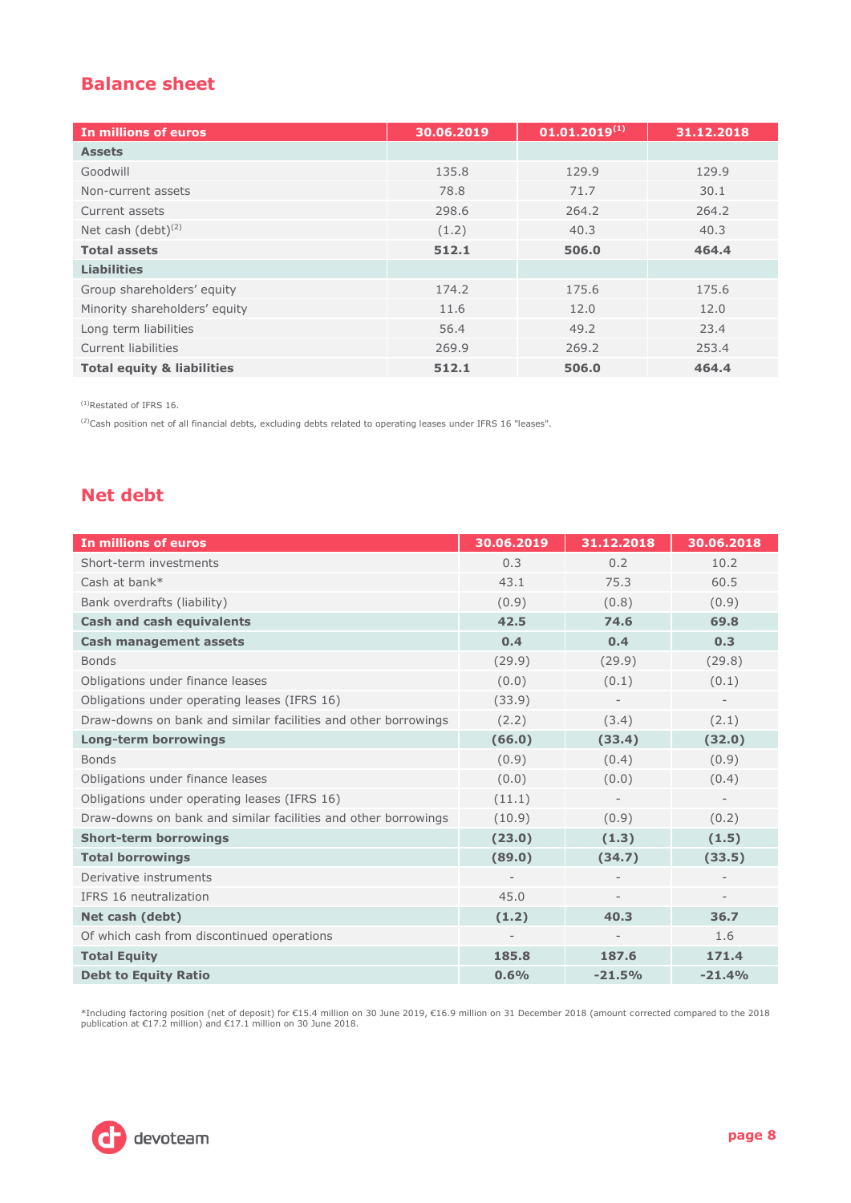## Balance sheet

| In millions of euros | 30.06.2019 | 01.01.2019[1] | 31.12.2018 |
|---|---|---|---|
| **Assets** | | | |
| Goodwill | 135.8 | 129.9 | 129.9 |
| Non-current assets | 78.8 | 71.7 | 30.1 |
| Current assets | 298.6 | 264.2 | 264.2 |
| Net cash (debt)[2] | (1.2) | 40.3 | 40.3 |
| **Total assets** | **512.1** | **506.0** | **464.4** |
| **Liabilities** | | | |
| Group shareholders' equity | 174.2 | 175.6 | 175.6 |
| Minority shareholders' equity | 11.6 | 12.0 | 12.0 |
| Long term liabilities | 56.4 | 49.2 | 23.4 |
| Current liabilities | 269.9 | 269.2 | 253.4 |
| **Total equity & liabilities** | **512.1** | **506.0** | **464.4** |

[1]Restated of IFRS 16.

[2]Cash position net of all financial debts, excluding debts related to operating leases under IFRS 16 "leases".

## Net debt

| In millions of euros | 30.06.2019 | 31.12.2018 | 30.06.2018 |
|---|---|---|---|
| Short-term investments | 0.3 | 0.2 | 10.2 |
| Cash at bank* | 43.1 | 75.3 | 60.5 |
| Bank overdrafts (liability) | (0.9) | (0.8) | (0.9) |
| **Cash and cash equivalents** | **42.5** | **74.6** | **69.8** |
| **Cash management assets** | **0.4** | **0.4** | **0.3** |
| Bonds | (29.9) | (29.9) | (29.8) |
| Obligations under finance leases | (0.0) | (0.1) | (0.1) |
| Obligations under operating leases (IFRS 16) | (33.9) | - | - |
| Draw-downs on bank and similar facilities and other borrowings | (2.2) | (3.4) | (2.1) |
| **Long-term borrowings** | **(66.0)** | **(33.4)** | **(32.0)** |
| Bonds | (0.9) | (0.4) | (0.9) |
| Obligations under finance leases | (0.0) | (0.0) | (0.4) |
| Obligations under operating leases (IFRS 16) | (11.1) | - | - |
| Draw-downs on bank and similar facilities and other borrowings | (10.9) | (0.9) | (0.2) |
| **Short-term borrowings** | **(23.0)** | **(1.3)** | **(1.5)** |
| **Total borrowings** | **(89.0)** | **(34.7)** | **(33.5)** |
| Derivative instruments | - | - | - |
| IFRS 16 neutralization | 45.0 | - | - |
| **Net cash (debt)** | **(1.2)** | **40.3** | **36.7** |
| Of which cash from discontinued operations | - | - | 1.6 |
| **Total Equity** | **185.8** | **187.6** | **171.4** |
| **Debt to Equity Ratio** | **0.6%** | **-21.5%** | **-21.4%** |

*Including factoring position (net of deposit) for €15.4 million on 30 June 2019, €16.9 million on 31 December 2018 (amount corrected compared to the 2018 publication at €17.2 million) and €17.1 million on 30 June 2018.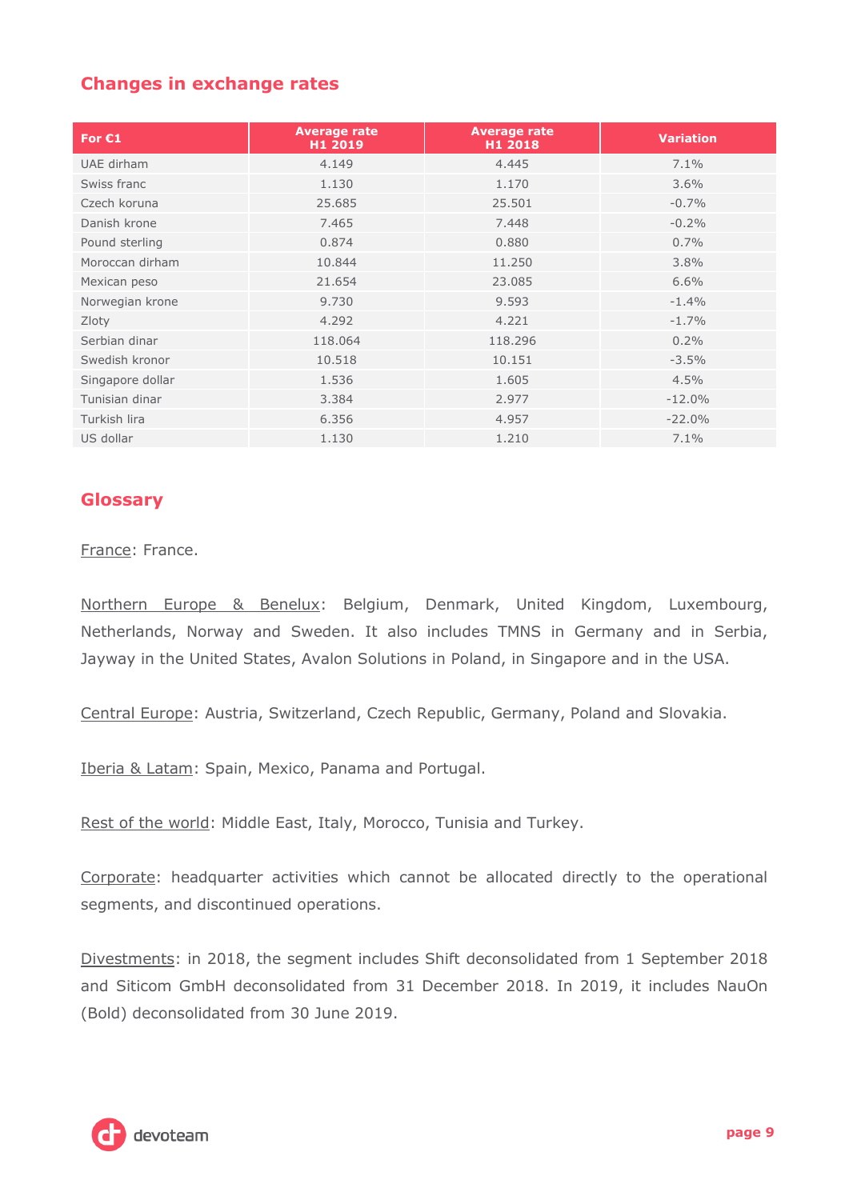## Changes in exchange rates

| For €1 | Average rate H1 2019 | Average rate H1 2018 | Variation |
|---|---|---|---|
| UAE dirham | 4.149 | 4.445 | 7.1% |
| Swiss franc | 1.130 | 1.170 | 3.6% |
| Czech koruna | 25.685 | 25.501 | -0.7% |
| Danish krone | 7.465 | 7.448 | -0.2% |
| Pound sterling | 0.874 | 0.880 | 0.7% |
| Moroccan dirham | 10.844 | 11.250 | 3.8% |
| Mexican peso | 21.654 | 23.085 | 6.6% |
| Norwegian krone | 9.730 | 9.593 | -1.4% |
| Zloty | 4.292 | 4.221 | -1.7% |
| Serbian dinar | 118.064 | 118.296 | 0.2% |
| Swedish kronor | 10.518 | 10.151 | -3.5% |
| Singapore dollar | 1.536 | 1.605 | 4.5% |
| Tunisian dinar | 3.384 | 2.977 | -12.0% |
| Turkish lira | 6.356 | 4.957 | -22.0% |
| US dollar | 1.130 | 1.210 | 7.1% |

## Glossary

France: France.

Northern Europe & Benelux: Belgium, Denmark, United Kingdom, Luxembourg, Netherlands, Norway and Sweden. It also includes TMNS in Germany and in Serbia, Jayway in the United States, Avalon Solutions in Poland, in Singapore and in the USA.

Central Europe: Austria, Switzerland, Czech Republic, Germany, Poland and Slovakia.

Iberia & Latam: Spain, Mexico, Panama and Portugal.

Rest of the world: Middle East, Italy, Morocco, Tunisia and Turkey.

Corporate: headquarter activities which cannot be allocated directly to the operational segments, and discontinued operations.

Divestments: in 2018, the segment includes Shift deconsolidated from 1 September 2018 and Siticom GmbH deconsolidated from 31 December 2018. In 2019, it includes NauOn (Bold) deconsolidated from 30 June 2019.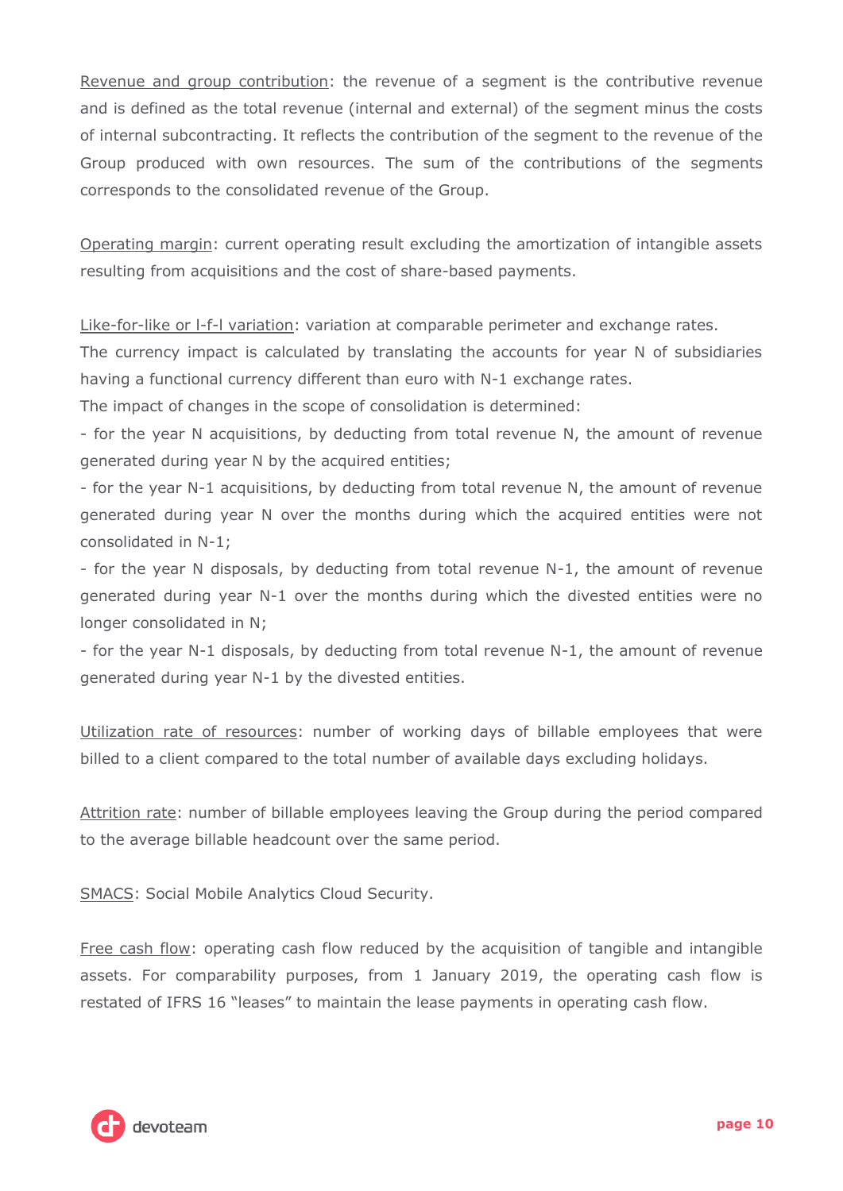<u>Revenue and group contribution</u>: the revenue of a segment is the contributive revenue and is defined as the total revenue (internal and external) of the segment minus the costs of internal subcontracting. It reflects the contribution of the segment to the revenue of the Group produced with own resources. The sum of the contributions of the segments corresponds to the consolidated revenue of the Group.

<u>Operating margin</u>: current operating result excluding the amortization of intangible assets resulting from acquisitions and the cost of share-based payments.

<u>Like-for-like or l-f-l variation</u>: variation at comparable perimeter and exchange rates.
The currency impact is calculated by translating the accounts for year N of subsidiaries having a functional currency different than euro with N-1 exchange rates.
The impact of changes in the scope of consolidation is determined:

- for the year N acquisitions, by deducting from total revenue N, the amount of revenue generated during year N by the acquired entities;
- for the year N-1 acquisitions, by deducting from total revenue N, the amount of revenue generated during year N over the months during which the acquired entities were not consolidated in N-1;
- for the year N disposals, by deducting from total revenue N-1, the amount of revenue generated during year N-1 over the months during which the divested entities were no longer consolidated in N;
- for the year N-1 disposals, by deducting from total revenue N-1, the amount of revenue generated during year N-1 by the divested entities.

<u>Utilization rate of resources</u>: number of working days of billable employees that were billed to a client compared to the total number of available days excluding holidays.

<u>Attrition rate</u>: number of billable employees leaving the Group during the period compared to the average billable headcount over the same period.

<u>SMACS</u>: Social Mobile Analytics Cloud Security.

<u>Free cash flow</u>: operating cash flow reduced by the acquisition of tangible and intangible assets. For comparability purposes, from 1 January 2019, the operating cash flow is restated of IFRS 16 "leases" to maintain the lease payments in operating cash flow.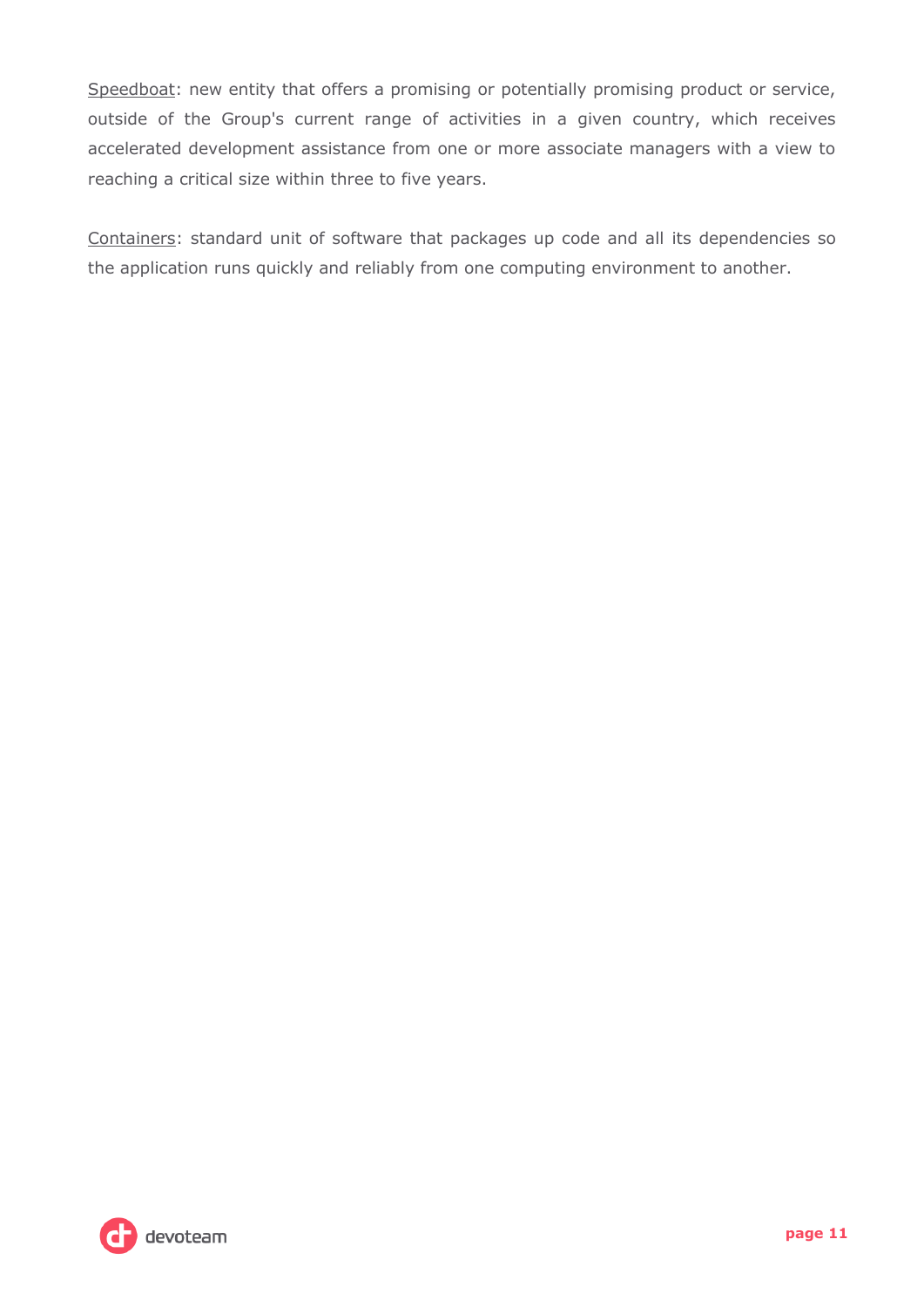Speedboat: new entity that offers a promising or potentially promising product or service, outside of the Group's current range of activities in a given country, which receives accelerated development assistance from one or more associate managers with a view to reaching a critical size within three to five years.

Containers: standard unit of software that packages up code and all its dependencies so the application runs quickly and reliably from one computing environment to another.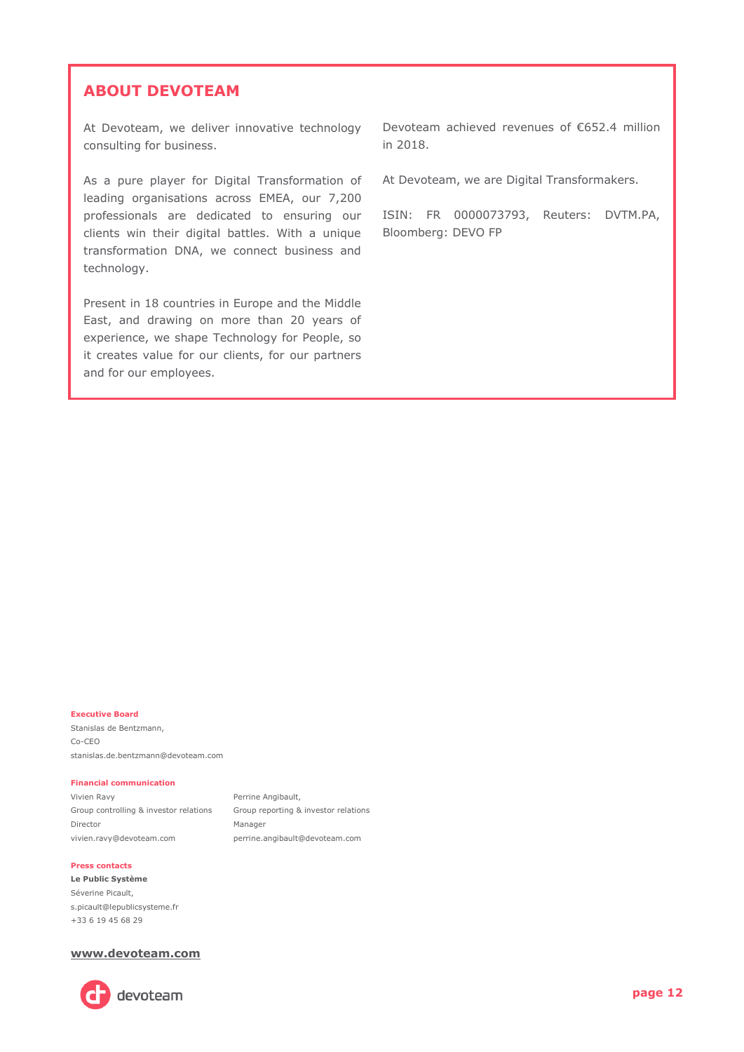## ABOUT DEVOTEAM

At Devoteam, we deliver innovative technology consulting for business.

As a pure player for Digital Transformation of leading organisations across EMEA, our 7,200 professionals are dedicated to ensuring our clients win their digital battles. With a unique transformation DNA, we connect business and technology.

Present in 18 countries in Europe and the Middle East, and drawing on more than 20 years of experience, we shape Technology for People, so it creates value for our clients, for our partners and for our employees.

Devoteam achieved revenues of €652.4 million in 2018.

At Devoteam, we are Digital Transformakers.

ISIN: FR 0000073793, Reuters: DVTM.PA, Bloomberg: DEVO FP

**Executive Board**

Stanislas de Bentzmann,
Co-CEO
stanislas.de.bentzmann@devoteam.com

**Financial communication**

Vivien Ravy
Group controlling & investor relations Director
vivien.ravy@devoteam.com

Perrine Angibault,
Group reporting & investor relations Manager
perrine.angibault@devoteam.com

**Press contacts**

**Le Public Système**
Séverine Picault,
s.picault@lepublicsysteme.fr
+33 6 19 45 68 29

**www.devoteam.com**

devoteam